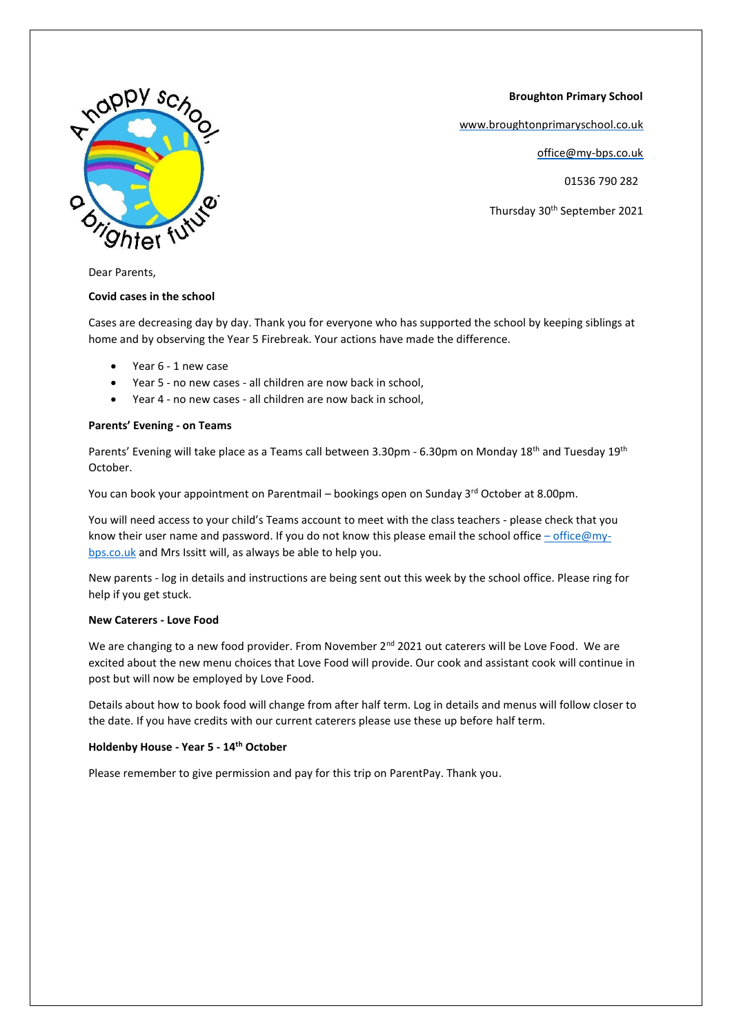**Broughton Primary School**

www.broughtonprimaryschool.co.uk

office@my-bps.co.uk

01536 790 282

Thursday 30th September 2021

Dear Parents,

**Covid cases in the school**

Cases are decreasing day by day. Thank you for everyone who has supported the school by keeping siblings at home and by observing the Year 5 Firebreak. Your actions have made the difference.

- Year 6 - 1 new case
- Year 5 - no new cases - all children are now back in school,
- Year 4 - no new cases - all children are now back in school,

**Parents' Evening - on Teams**

Parents' Evening will take place as a Teams call between 3.30pm - 6.30pm on Monday 18th and Tuesday 19th October.

You can book your appointment on Parentmail – bookings open on Sunday 3rd October at 8.00pm.

You will need access to your child's Teams account to meet with the class teachers - please check that you know their user name and password. If you do not know this please email the school office – office@my-bps.co.uk and Mrs Issitt will, as always be able to help you.

New parents - log in details and instructions are being sent out this week by the school office. Please ring for help if you get stuck.

**New Caterers - Love Food**

We are changing to a new food provider. From November 2nd 2021 out caterers will be Love Food. We are excited about the new menu choices that Love Food will provide. Our cook and assistant cook will continue in post but will now be employed by Love Food.

Details about how to book food will change from after half term. Log in details and menus will follow closer to the date. If you have credits with our current caterers please use these up before half term.

**Holdenby House - Year 5 - 14th October**

Please remember to give permission and pay for this trip on ParentPay. Thank you.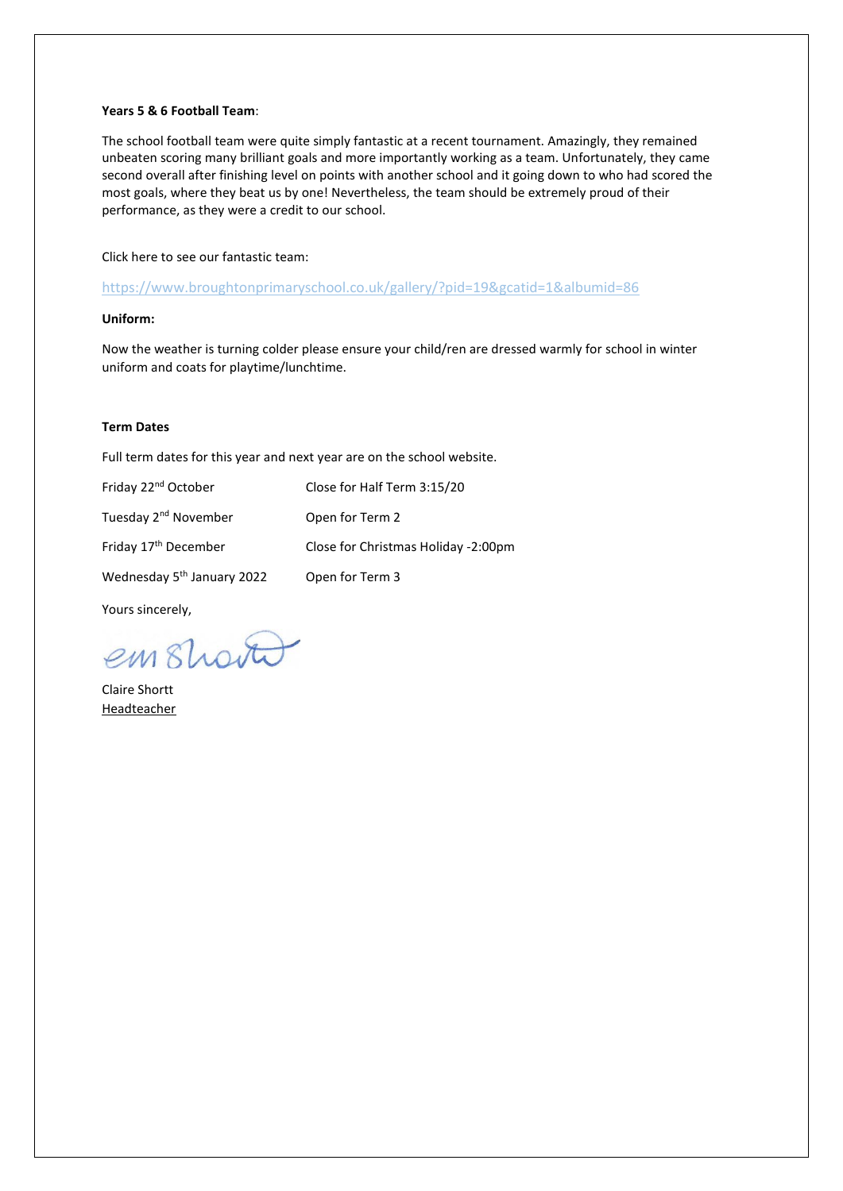**Years 5 & 6 Football Team**:

The school football team were quite simply fantastic at a recent tournament. Amazingly, they remained unbeaten scoring many brilliant goals and more importantly working as a team. Unfortunately, they came second overall after finishing level on points with another school and it going down to who had scored the most goals, where they beat us by one! Nevertheless, the team should be extremely proud of their performance, as they were a credit to our school.

Click here to see our fantastic team:

https://www.broughtonprimaryschool.co.uk/gallery/?pid=19&gcatid=1&albumid=86

**Uniform:**

Now the weather is turning colder please ensure your child/ren are dressed warmly for school in winter uniform and coats for playtime/lunchtime.

**Term Dates**

Full term dates for this year and next year are on the school website.

| | |
|---|---|
| Friday 22nd October | Close for Half Term 3:15/20 |
| Tuesday 2nd November | Open for Term 2 |
| Friday 17th December | Close for Christmas Holiday -2:00pm |
| Wednesday 5th January 2022 | Open for Term 3 |

Yours sincerely,

Claire Shortt
Headteacher